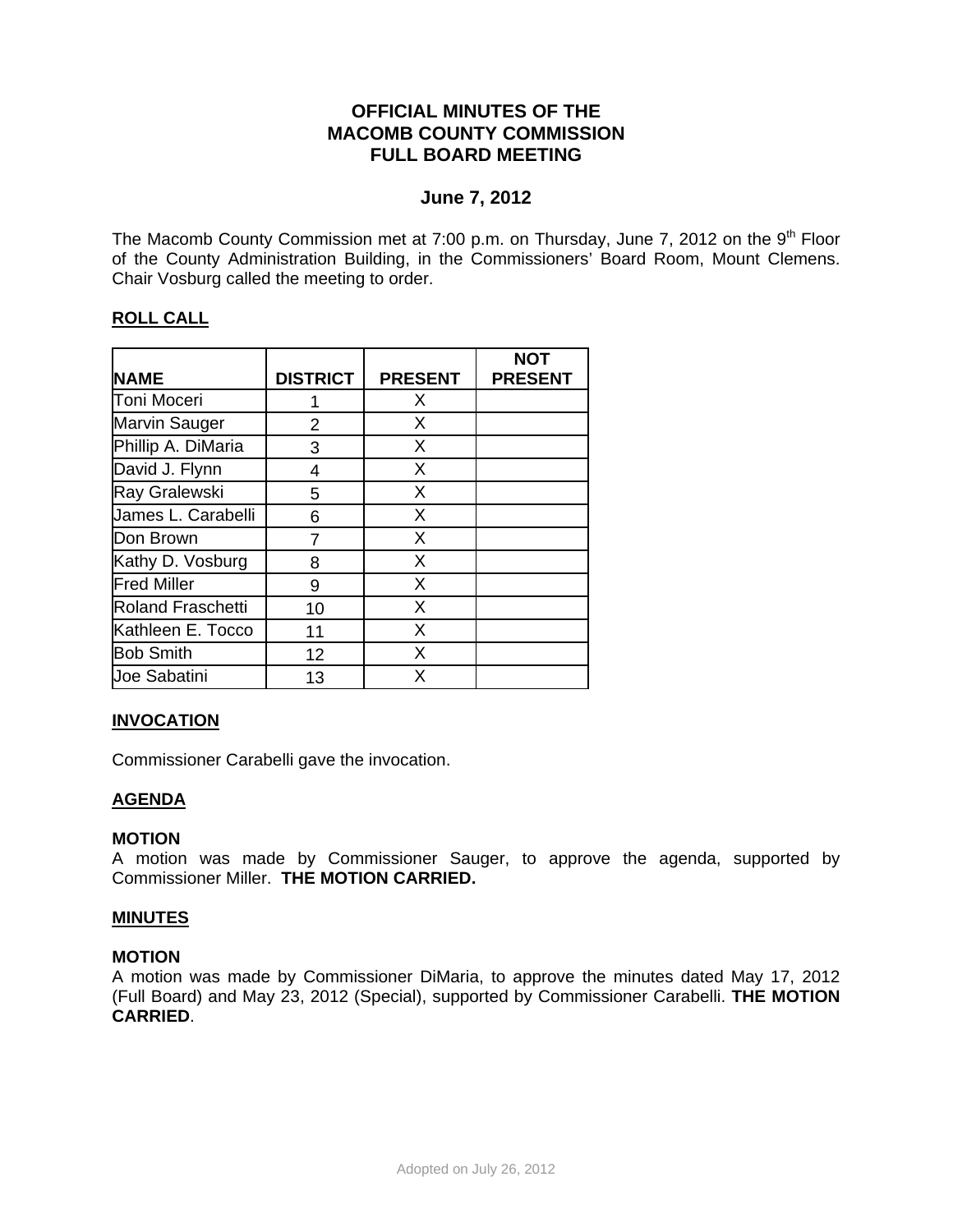# OFFICIAL MINUTES OF THE MACOMB COUNTY COMMISSION FULL BOARD MEETING

## June 7, 2012

The Macomb County Commission met at 7:00 p.m. on Thursday, June 7, 2012 on the 9th Floor of the County Administration Building, in the Commissioners' Board Room, Mount Clemens. Chair Vosburg called the meeting to order.

**ROLL CALL**

| NAME | DISTRICT | PRESENT | NOT PRESENT |
|---|---|---|---|
| Toni Moceri | 1 | X | |
| Marvin Sauger | 2 | X | |
| Phillip A. DiMaria | 3 | X | |
| David J. Flynn | 4 | X | |
| Ray Gralewski | 5 | X | |
| James L. Carabelli | 6 | X | |
| Don Brown | 7 | X | |
| Kathy D. Vosburg | 8 | X | |
| Fred Miller | 9 | X | |
| Roland Fraschetti | 10 | X | |
| Kathleen E. Tocco | 11 | X | |
| Bob Smith | 12 | X | |
| Joe Sabatini | 13 | X | |

**INVOCATION**

Commissioner Carabelli gave the invocation.

**AGENDA**

**MOTION**
A motion was made by Commissioner Sauger, to approve the agenda, supported by Commissioner Miller. **THE MOTION CARRIED.**

**MINUTES**

**MOTION**
A motion was made by Commissioner DiMaria, to approve the minutes dated May 17, 2012 (Full Board) and May 23, 2012 (Special), supported by Commissioner Carabelli. **THE MOTION CARRIED**.

Adopted on July 26, 2012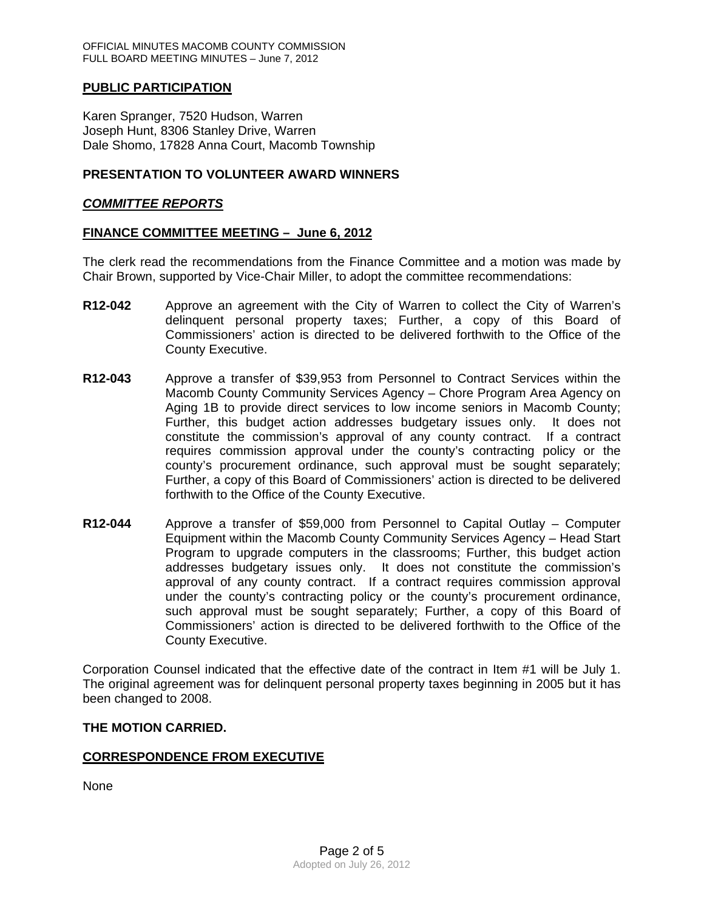## PUBLIC PARTICIPATION

Karen Spranger, 7520 Hudson, Warren
Joseph Hunt, 8306 Stanley Drive, Warren
Dale Shomo, 17828 Anna Court, Macomb Township

## PRESENTATION TO VOLUNTEER AWARD WINNERS

## *COMMITTEE REPORTS*

## FINANCE COMMITTEE MEETING – June 6, 2012

The clerk read the recommendations from the Finance Committee and a motion was made by Chair Brown, supported by Vice-Chair Miller, to adopt the committee recommendations:

**R12-042** Approve an agreement with the City of Warren to collect the City of Warren's delinquent personal property taxes; Further, a copy of this Board of Commissioners' action is directed to be delivered forthwith to the Office of the County Executive.

**R12-043** Approve a transfer of $39,953 from Personnel to Contract Services within the Macomb County Community Services Agency – Chore Program Area Agency on Aging 1B to provide direct services to low income seniors in Macomb County; Further, this budget action addresses budgetary issues only. It does not constitute the commission's approval of any county contract. If a contract requires commission approval under the county's contracting policy or the county's procurement ordinance, such approval must be sought separately; Further, a copy of this Board of Commissioners' action is directed to be delivered forthwith to the Office of the County Executive.

**R12-044** Approve a transfer of $59,000 from Personnel to Capital Outlay – Computer Equipment within the Macomb County Community Services Agency – Head Start Program to upgrade computers in the classrooms; Further, this budget action addresses budgetary issues only. It does not constitute the commission's approval of any county contract. If a contract requires commission approval under the county's contracting policy or the county's procurement ordinance, such approval must be sought separately; Further, a copy of this Board of Commissioners' action is directed to be delivered forthwith to the Office of the County Executive.

Corporation Counsel indicated that the effective date of the contract in Item #1 will be July 1. The original agreement was for delinquent personal property taxes beginning in 2005 but it has been changed to 2008.

**THE MOTION CARRIED.**

## CORRESPONDENCE FROM EXECUTIVE

None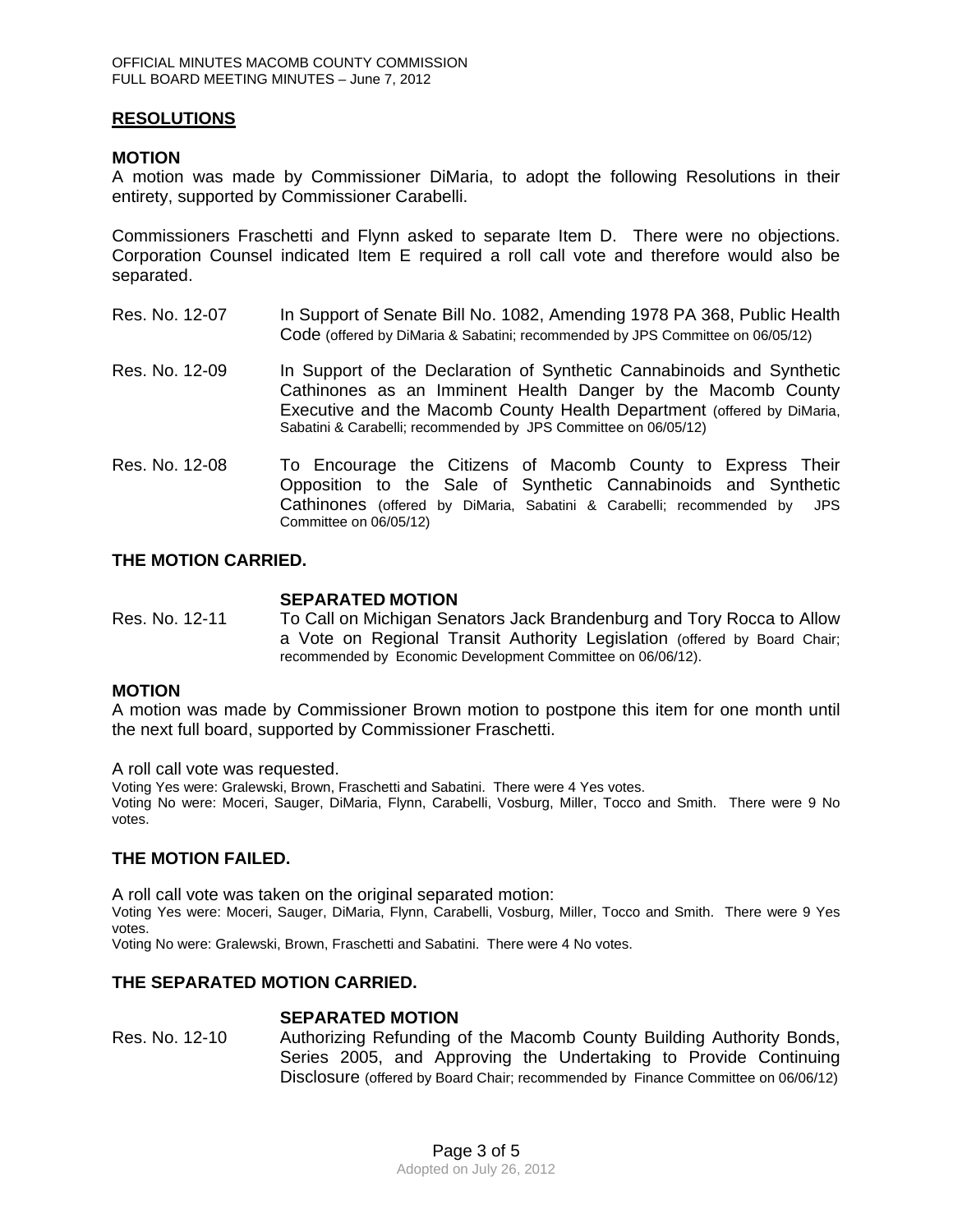## RESOLUTIONS

### MOTION

A motion was made by Commissioner DiMaria, to adopt the following Resolutions in their entirety, supported by Commissioner Carabelli.

Commissioners Fraschetti and Flynn asked to separate Item D. There were no objections. Corporation Counsel indicated Item E required a roll call vote and therefore would also be separated.

Res. No. 12-07 In Support of Senate Bill No. 1082, Amending 1978 PA 368, Public Health Code (offered by DiMaria & Sabatini; recommended by JPS Committee on 06/05/12)

Res. No. 12-09 In Support of the Declaration of Synthetic Cannabinoids and Synthetic Cathinones as an Imminent Health Danger by the Macomb County Executive and the Macomb County Health Department (offered by DiMaria, Sabatini & Carabelli; recommended by JPS Committee on 06/05/12)

Res. No. 12-08 To Encourage the Citizens of Macomb County to Express Their Opposition to the Sale of Synthetic Cannabinoids and Synthetic Cathinones (offered by DiMaria, Sabatini & Carabelli; recommended by JPS Committee on 06/05/12)

**THE MOTION CARRIED.**

**SEPARATED MOTION**

Res. No. 12-11 To Call on Michigan Senators Jack Brandenburg and Tory Rocca to Allow a Vote on Regional Transit Authority Legislation (offered by Board Chair; recommended by Economic Development Committee on 06/06/12).

### MOTION

A motion was made by Commissioner Brown motion to postpone this item for one month until the next full board, supported by Commissioner Fraschetti.

A roll call vote was requested.

Voting Yes were: Gralewski, Brown, Fraschetti and Sabatini. There were 4 Yes votes.

Voting No were: Moceri, Sauger, DiMaria, Flynn, Carabelli, Vosburg, Miller, Tocco and Smith. There were 9 No votes.

**THE MOTION FAILED.**

A roll call vote was taken on the original separated motion:

Voting Yes were: Moceri, Sauger, DiMaria, Flynn, Carabelli, Vosburg, Miller, Tocco and Smith. There were 9 Yes votes.

Voting No were: Gralewski, Brown, Fraschetti and Sabatini. There were 4 No votes.

**THE SEPARATED MOTION CARRIED.**

**SEPARATED MOTION**

Res. No. 12-10 Authorizing Refunding of the Macomb County Building Authority Bonds, Series 2005, and Approving the Undertaking to Provide Continuing Disclosure (offered by Board Chair; recommended by Finance Committee on 06/06/12)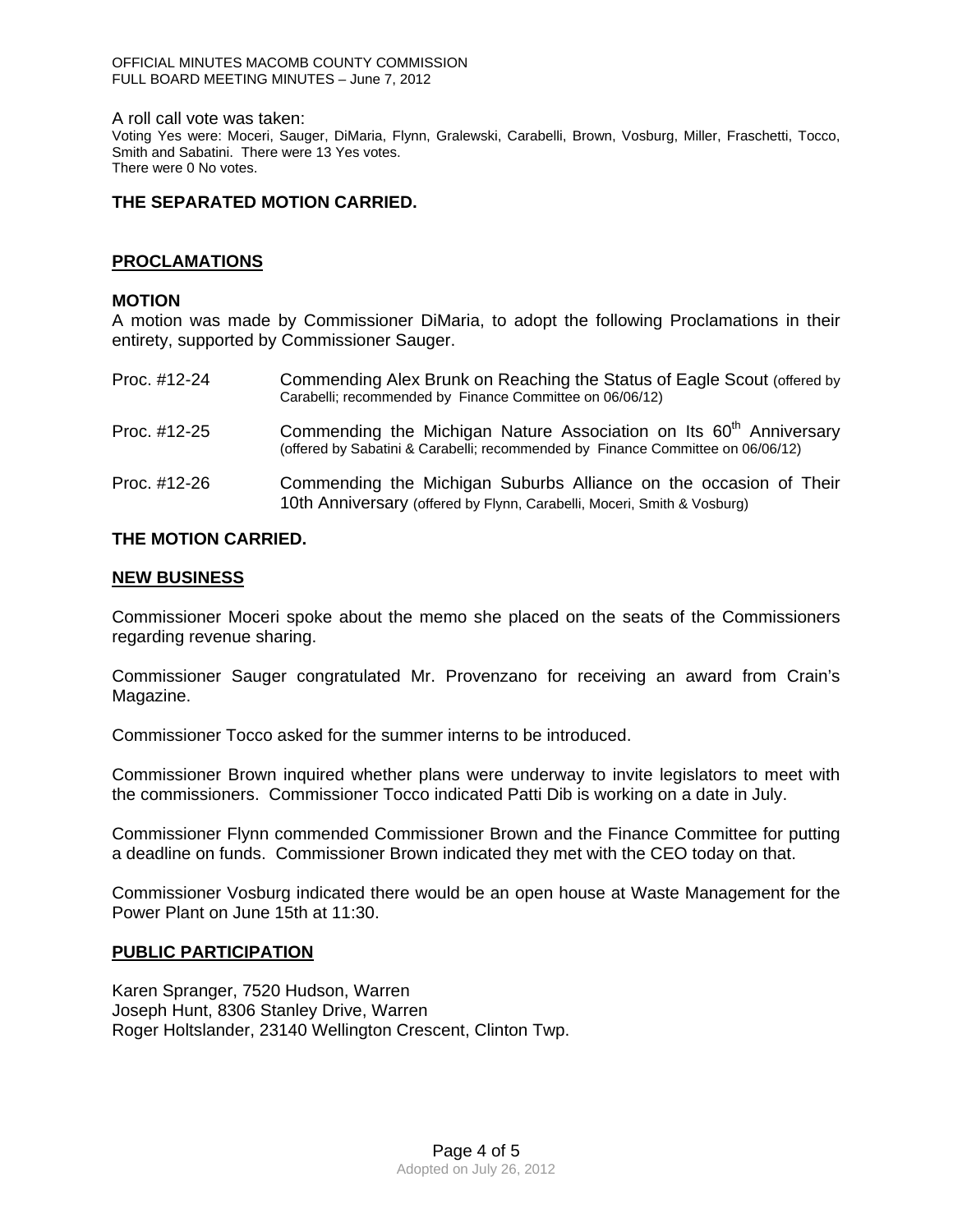A roll call vote was taken:

Voting Yes were: Moceri, Sauger, DiMaria, Flynn, Gralewski, Carabelli, Brown, Vosburg, Miller, Fraschetti, Tocco, Smith and Sabatini. There were 13 Yes votes.
There were 0 No votes.

**THE SEPARATED MOTION CARRIED.**

## PROCLAMATIONS

**MOTION**

A motion was made by Commissioner DiMaria, to adopt the following Proclamations in their entirety, supported by Commissioner Sauger.

| | |
|---|---|
| Proc. #12-24 | Commending Alex Brunk on Reaching the Status of Eagle Scout (offered by Carabelli; recommended by Finance Committee on 06/06/12) |
| Proc. #12-25 | Commending the Michigan Nature Association on Its 60th Anniversary (offered by Sabatini & Carabelli; recommended by Finance Committee on 06/06/12) |
| Proc. #12-26 | Commending the Michigan Suburbs Alliance on the occasion of Their 10th Anniversary (offered by Flynn, Carabelli, Moceri, Smith & Vosburg) |

**THE MOTION CARRIED.**

## NEW BUSINESS

Commissioner Moceri spoke about the memo she placed on the seats of the Commissioners regarding revenue sharing.

Commissioner Sauger congratulated Mr. Provenzano for receiving an award from Crain's Magazine.

Commissioner Tocco asked for the summer interns to be introduced.

Commissioner Brown inquired whether plans were underway to invite legislators to meet with the commissioners. Commissioner Tocco indicated Patti Dib is working on a date in July.

Commissioner Flynn commended Commissioner Brown and the Finance Committee for putting a deadline on funds. Commissioner Brown indicated they met with the CEO today on that.

Commissioner Vosburg indicated there would be an open house at Waste Management for the Power Plant on June 15th at 11:30.

## PUBLIC PARTICIPATION

Karen Spranger, 7520 Hudson, Warren
Joseph Hunt, 8306 Stanley Drive, Warren
Roger Holtslander, 23140 Wellington Crescent, Clinton Twp.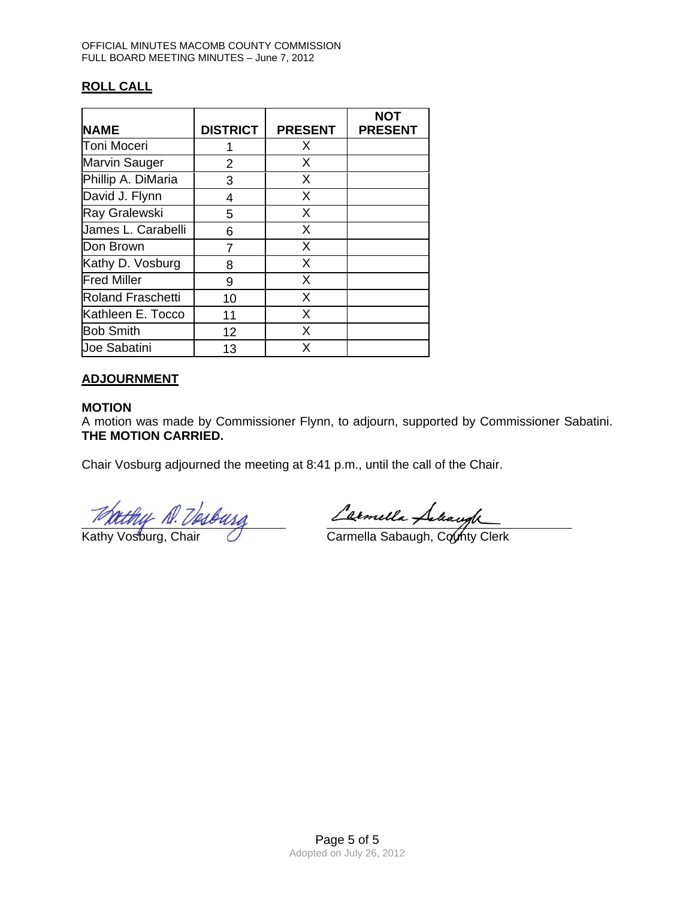## ROLL CALL

| NAME | DISTRICT | PRESENT | NOT PRESENT |
|---|---|---|---|
| Toni Moceri | 1 | X | |
| Marvin Sauger | 2 | X | |
| Phillip A. DiMaria | 3 | X | |
| David J. Flynn | 4 | X | |
| Ray Gralewski | 5 | X | |
| James L. Carabelli | 6 | X | |
| Don Brown | 7 | X | |
| Kathy D. Vosburg | 8 | X | |
| Fred Miller | 9 | X | |
| Roland Fraschetti | 10 | X | |
| Kathleen E. Tocco | 11 | X | |
| Bob Smith | 12 | X | |
| Joe Sabatini | 13 | X | |

## ADJOURNMENT

**MOTION**

A motion was made by Commissioner Flynn, to adjourn, supported by Commissioner Sabatini.
**THE MOTION CARRIED.**

Chair Vosburg adjourned the meeting at 8:41 p.m., until the call of the Chair.

Kathy Vosburg, Chair

Carmella Sabaugh, County Clerk

Adopted on July 26, 2012